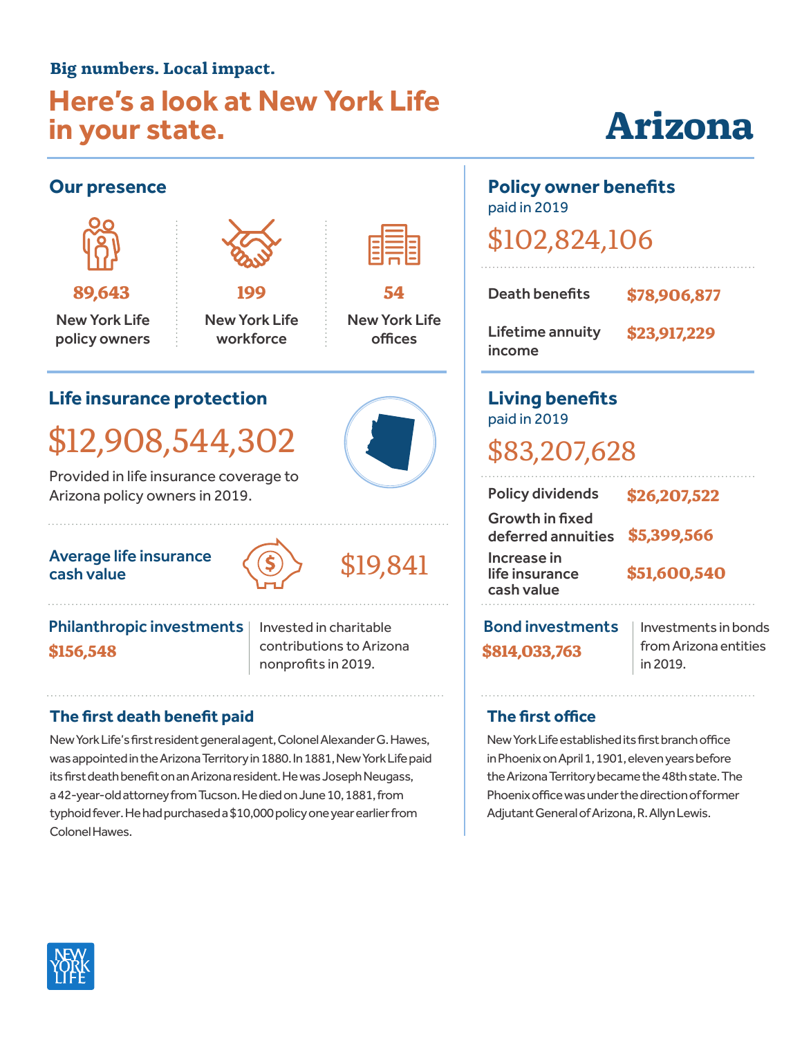**Big numbers. Local impact.**

# Here's a look at New York Life in your state.

# Arizona

## Our presence

**89,643**
New York Life policy owners

**199**
New York Life workforce

**54**
New York Life offices

## Life insurance protection

**$12,908,544,302**

Provided in life insurance coverage to Arizona policy owners in 2019.

### Average life insurance cash value

**$19,841**

### Philanthropic investments

**$156,548**

Invested in charitable contributions to Arizona nonprofits in 2019.

### The first death benefit paid

New York Life's first resident general agent, Colonel Alexander G. Hawes, was appointed in the Arizona Territory in 1880. In 1881, New York Life paid its first death benefit on an Arizona resident. He was Joseph Neugass, a 42-year-old attorney from Tucson. He died on June 10, 1881, from typhoid fever. He had purchased a $10,000 policy one year earlier from Colonel Hawes.

## Policy owner benefits

paid in 2019

**$102,824,106**

| | |
|---|---|
| Death benefits | $78,906,877 |
| Lifetime annuity income | $23,917,229 |

## Living benefits

paid in 2019

**$83,207,628**

| | |
|---|---|
| Policy dividends | $26,207,522 |
| Growth in fixed deferred annuities | $5,399,566 |
| Increase in life insurance cash value | $51,600,540 |

### Bond investments

**$814,033,763**

Investments in bonds from Arizona entities in 2019.

### The first office

New York Life established its first branch office in Phoenix on April 1, 1901, eleven years before the Arizona Territory became the 48th state. The Phoenix office was under the direction of former Adjutant General of Arizona, R. Allyn Lewis.

NEW YORK LIFE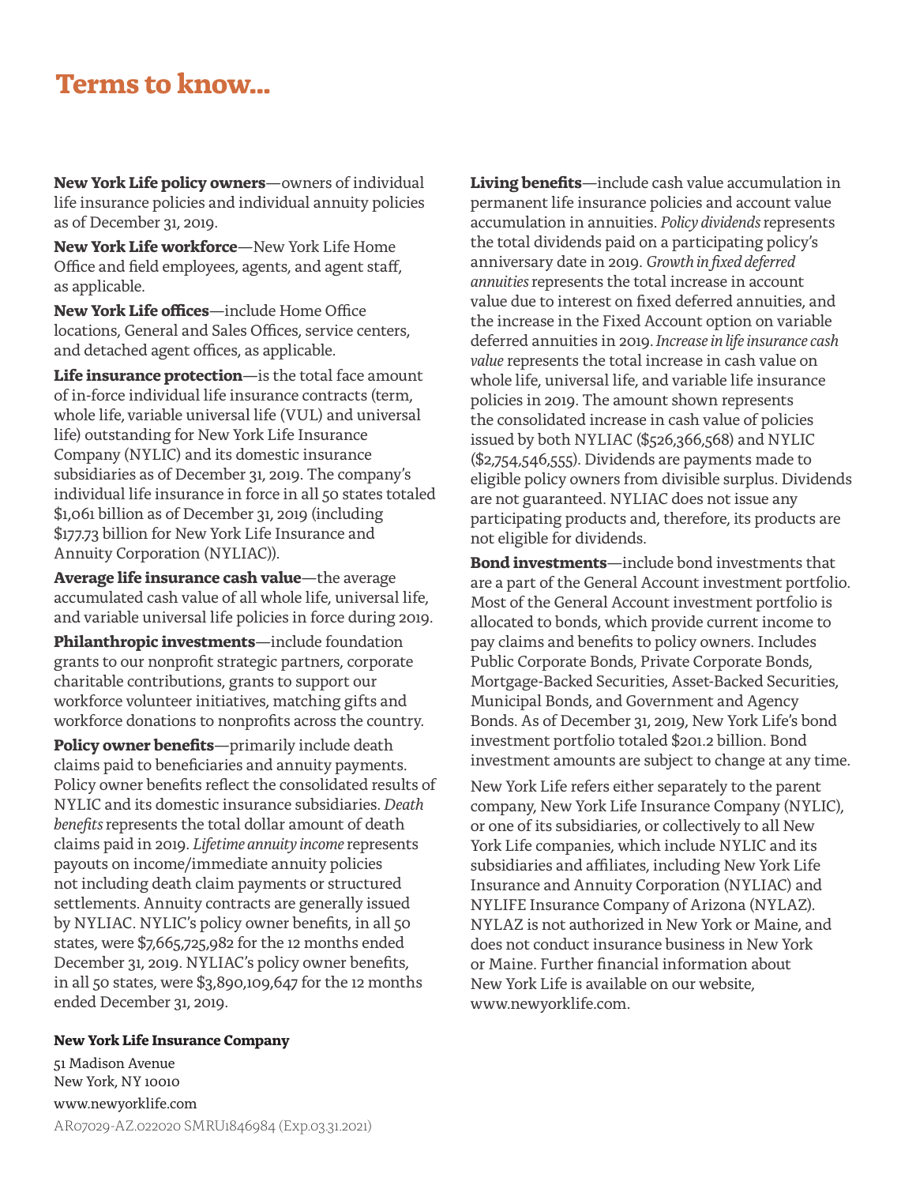# Terms to know...

**New York Life policy owners**—owners of individual life insurance policies and individual annuity policies as of December 31, 2019.

**New York Life workforce**—New York Life Home Office and field employees, agents, and agent staff, as applicable.

**New York Life offices**—include Home Office locations, General and Sales Offices, service centers, and detached agent offices, as applicable.

**Life insurance protection**—is the total face amount of in-force individual life insurance contracts (term, whole life, variable universal life (VUL) and universal life) outstanding for New York Life Insurance Company (NYLIC) and its domestic insurance subsidiaries as of December 31, 2019. The company's individual life insurance in force in all 50 states totaled $1,061 billion as of December 31, 2019 (including $177.73 billion for New York Life Insurance and Annuity Corporation (NYLIAC)).

**Average life insurance cash value**—the average accumulated cash value of all whole life, universal life, and variable universal life policies in force during 2019.

**Philanthropic investments**—include foundation grants to our nonprofit strategic partners, corporate charitable contributions, grants to support our workforce volunteer initiatives, matching gifts and workforce donations to nonprofits across the country.

**Policy owner benefits**—primarily include death claims paid to beneficiaries and annuity payments. Policy owner benefits reflect the consolidated results of NYLIC and its domestic insurance subsidiaries. *Death benefits* represents the total dollar amount of death claims paid in 2019. *Lifetime annuity income* represents payouts on income/immediate annuity policies not including death claim payments or structured settlements. Annuity contracts are generally issued by NYLIAC. NYLIC's policy owner benefits, in all 50 states, were $7,665,725,982 for the 12 months ended December 31, 2019. NYLIAC's policy owner benefits, in all 50 states, were $3,890,109,647 for the 12 months ended December 31, 2019.

**Living benefits**—include cash value accumulation in permanent life insurance policies and account value accumulation in annuities. *Policy dividends* represents the total dividends paid on a participating policy's anniversary date in 2019. *Growth in fixed deferred annuities* represents the total increase in account value due to interest on fixed deferred annuities, and the increase in the Fixed Account option on variable deferred annuities in 2019. *Increase in life insurance cash value* represents the total increase in cash value on whole life, universal life, and variable life insurance policies in 2019. The amount shown represents the consolidated increase in cash value of policies issued by both NYLIAC ($526,366,568) and NYLIC ($2,754,546,555). Dividends are payments made to eligible policy owners from divisible surplus. Dividends are not guaranteed. NYLIAC does not issue any participating products and, therefore, its products are not eligible for dividends.

**Bond investments**—include bond investments that are a part of the General Account investment portfolio. Most of the General Account investment portfolio is allocated to bonds, which provide current income to pay claims and benefits to policy owners. Includes Public Corporate Bonds, Private Corporate Bonds, Mortgage-Backed Securities, Asset-Backed Securities, Municipal Bonds, and Government and Agency Bonds. As of December 31, 2019, New York Life's bond investment portfolio totaled $201.2 billion. Bond investment amounts are subject to change at any time.

New York Life refers either separately to the parent company, New York Life Insurance Company (NYLIC), or one of its subsidiaries, or collectively to all New York Life companies, which include NYLIC and its subsidiaries and affiliates, including New York Life Insurance and Annuity Corporation (NYLIAC) and NYLIFE Insurance Company of Arizona (NYLAZ). NYLAZ is not authorized in New York or Maine, and does not conduct insurance business in New York or Maine. Further financial information about New York Life is available on our website, www.newyorklife.com.

**New York Life Insurance Company**

51 Madison Avenue
New York, NY 10010
www.newyorklife.com

AR07029-AZ.022020 SMRU1846984 (Exp.03.31.2021)